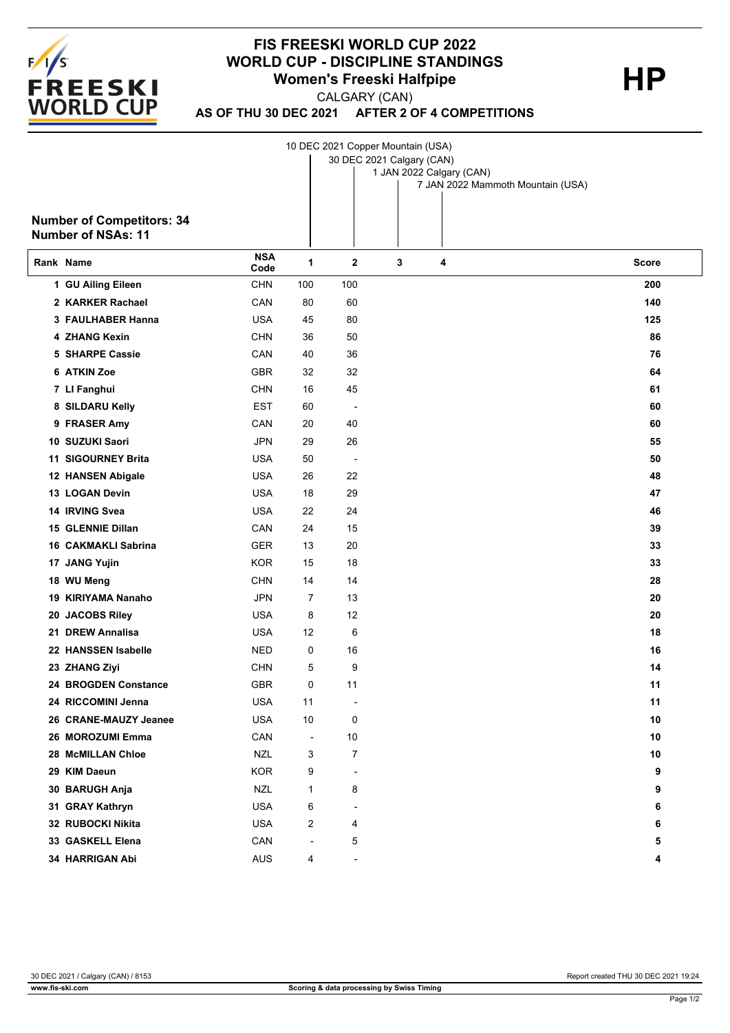# FIS FREESKI WORLD CUP 2022
# WORLD CUP - DISCIPLINE STANDINGS
## Women's Freeski Halfpipe

**HP**

CALGARY (CAN)

**AS OF THU 30 DEC 2021 AFTER 2 OF 4 COMPETITIONS**

1. 10 DEC 2021 Copper Mountain (USA)
2. 30 DEC 2021 Calgary (CAN)
3. 1 JAN 2022 Calgary (CAN)
4. 7 JAN 2022 Mammoth Mountain (USA)

**Number of Competitors: 34**
**Number of NSAs: 11**

| Rank | Name | NSA Code | 1 | 2 | 3 | 4 | Score |
|---|---|---|---|---|---|---|---|
| 1 | GU Ailing Eileen | CHN | 100 | 100 | | | 200 |
| 2 | KARKER Rachael | CAN | 80 | 60 | | | 140 |
| 3 | FAULHABER Hanna | USA | 45 | 80 | | | 125 |
| 4 | ZHANG Kexin | CHN | 36 | 50 | | | 86 |
| 5 | SHARPE Cassie | CAN | 40 | 36 | | | 76 |
| 6 | ATKIN Zoe | GBR | 32 | 32 | | | 64 |
| 7 | LI Fanghui | CHN | 16 | 45 | | | 61 |
| 8 | SILDARU Kelly | EST | 60 | - | | | 60 |
| 9 | FRASER Amy | CAN | 20 | 40 | | | 60 |
| 10 | SUZUKI Saori | JPN | 29 | 26 | | | 55 |
| 11 | SIGOURNEY Brita | USA | 50 | - | | | 50 |
| 12 | HANSEN Abigale | USA | 26 | 22 | | | 48 |
| 13 | LOGAN Devin | USA | 18 | 29 | | | 47 |
| 14 | IRVING Svea | USA | 22 | 24 | | | 46 |
| 15 | GLENNIE Dillan | CAN | 24 | 15 | | | 39 |
| 16 | CAKMAKLI Sabrina | GER | 13 | 20 | | | 33 |
| 17 | JANG Yujin | KOR | 15 | 18 | | | 33 |
| 18 | WU Meng | CHN | 14 | 14 | | | 28 |
| 19 | KIRIYAMA Nanaho | JPN | 7 | 13 | | | 20 |
| 20 | JACOBS Riley | USA | 8 | 12 | | | 20 |
| 21 | DREW Annalisa | USA | 12 | 6 | | | 18 |
| 22 | HANSSEN Isabelle | NED | 0 | 16 | | | 16 |
| 23 | ZHANG Ziyi | CHN | 5 | 9 | | | 14 |
| 24 | BROGDEN Constance | GBR | 0 | 11 | | | 11 |
| 24 | RICCOMINI Jenna | USA | 11 | - | | | 11 |
| 26 | CRANE-MAUZY Jeanee | USA | 10 | 0 | | | 10 |
| 26 | MOROZUMI Emma | CAN | - | 10 | | | 10 |
| 28 | McMILLAN Chloe | NZL | 3 | 7 | | | 10 |
| 29 | KIM Daeun | KOR | 9 | - | | | 9 |
| 30 | BARUGH Anja | NZL | 1 | 8 | | | 9 |
| 31 | GRAY Kathryn | USA | 6 | - | | | 6 |
| 32 | RUBOCKI Nikita | USA | 2 | 4 | | | 6 |
| 33 | GASKELL Elena | CAN | - | 5 | | | 5 |
| 34 | HARRIGAN Abi | AUS | 4 | - | | | 4 |

30 DEC 2021 / Calgary (CAN) / 8153

Report created THU 30 DEC 2021 19:24

www.fis-ski.com

Scoring & data processing by Swiss Timing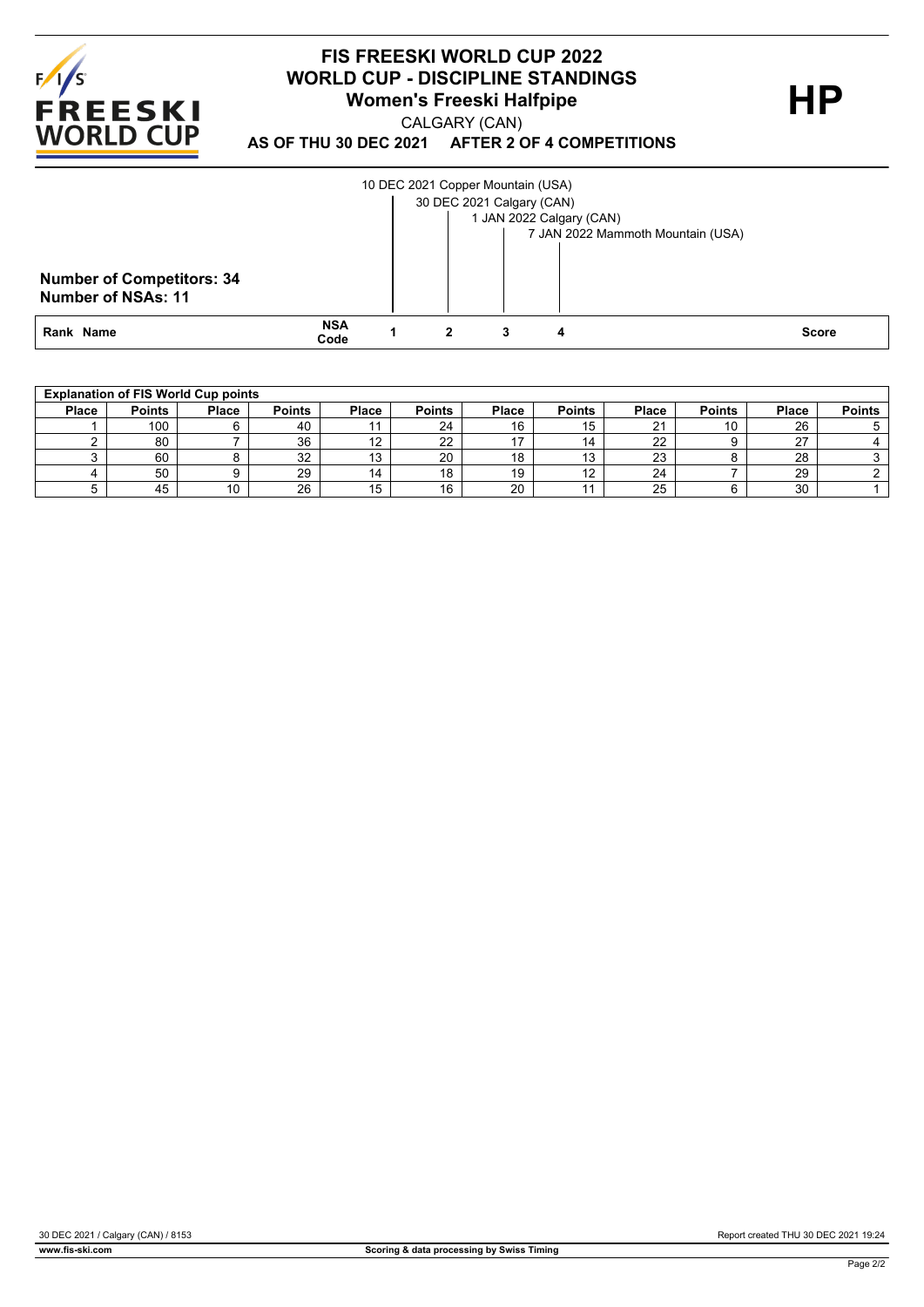# FIS FREESKI WORLD CUP 2022
## WORLD CUP - DISCIPLINE STANDINGS
### Women's Freeski Halfpipe

**HP**

CALGARY (CAN)

**AS OF THU 30 DEC 2021 AFTER 2 OF 4 COMPETITIONS**

1. 10 DEC 2021 Copper Mountain (USA)
2. 30 DEC 2021 Calgary (CAN)
3. 1 JAN 2022 Calgary (CAN)
4. 7 JAN 2022 Mammoth Mountain (USA)

**Number of Competitors: 34**
**Number of NSAs: 11**

| Rank | Name | NSA Code | 1 | 2 | 3 | 4 | Score |
|---|---|---|---|---|---|---|---|

| Explanation of FIS World Cup points | | | | | | | | | | | |
|---|---|---|---|---|---|---|---|---|---|---|---|
| **Place** | **Points** | **Place** | **Points** | **Place** | **Points** | **Place** | **Points** | **Place** | **Points** | **Place** | **Points** |
| 1 | 100 | 6 | 40 | 11 | 24 | 16 | 15 | 21 | 10 | 26 | 5 |
| 2 | 80 | 7 | 36 | 12 | 22 | 17 | 14 | 22 | 9 | 27 | 4 |
| 3 | 60 | 8 | 32 | 13 | 20 | 18 | 13 | 23 | 8 | 28 | 3 |
| 4 | 50 | 9 | 29 | 14 | 18 | 19 | 12 | 24 | 7 | 29 | 2 |
| 5 | 45 | 10 | 26 | 15 | 16 | 20 | 11 | 25 | 6 | 30 | 1 |

30 DEC 2021 / Calgary (CAN) / 8153

Report created THU 30 DEC 2021 19:24

www.fis-ski.com

Scoring & data processing by Swiss Timing